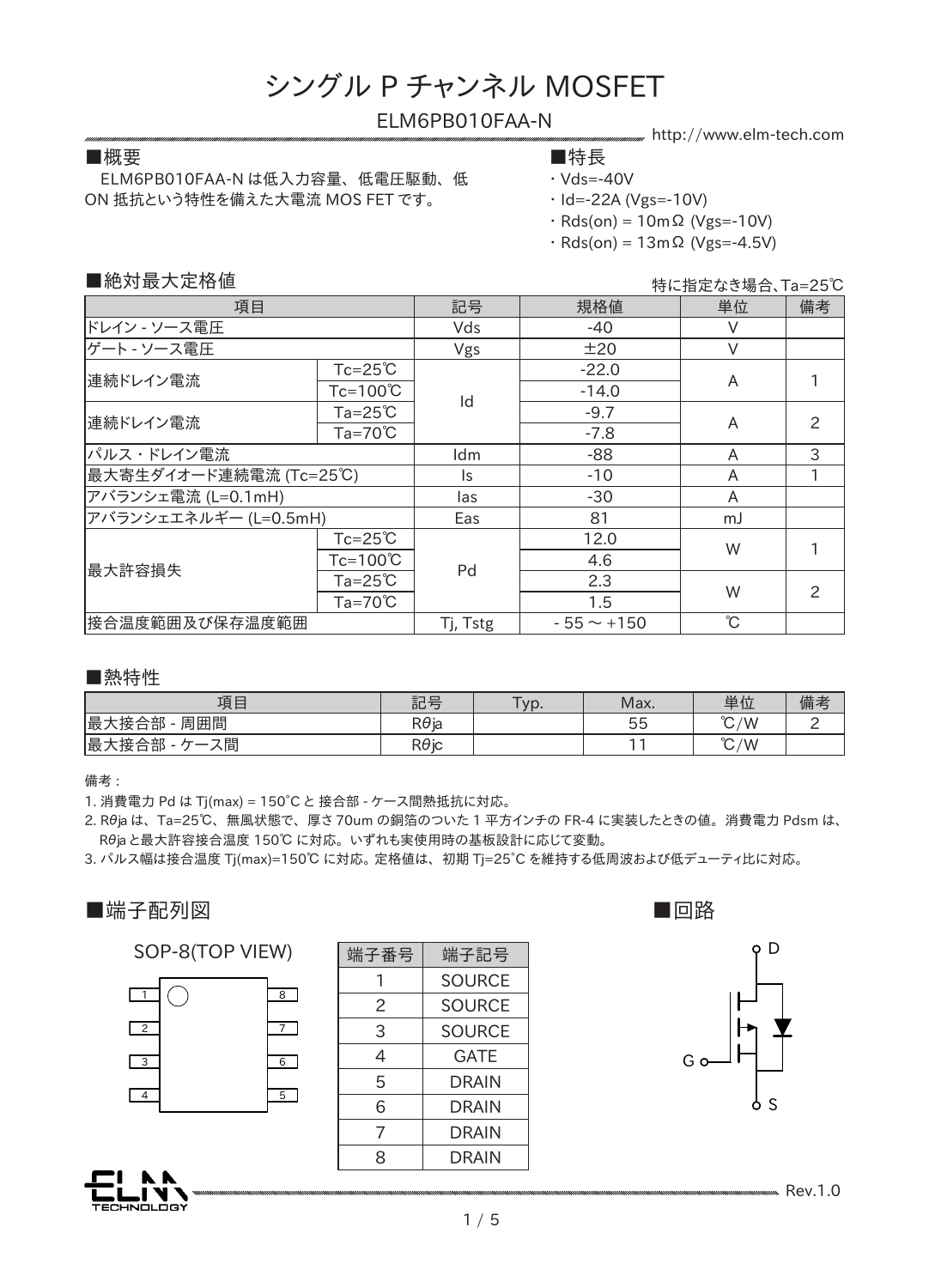# シングル P チャンネル MOSFET

## ELM6PB010FAA-N

http://www.elm-tech.com

### ■概要

ELM6PB010FAA-N は低入力容量、低電圧駆動、低 ON 抵抗という特性を備えた大電流 MOS FET です。

### ■特長

- Vds=-40V
- Id=-22A (Vgs=-10V)
- Rds(on) = 10mΩ (Vgs=-10V)
- Rds(on) = 13mΩ (Vgs=-4.5V)

### ■絶対最大定格値

特に指定なき場合、Ta=25℃

| 項目 | | 記号 | 規格値 | 単位 | 備考 |
|---|---|---|---|---|---|
| ドレイン - ソース電圧 | | Vds | -40 | V | |
| ゲート - ソース電圧 | | Vgs | ±20 | V | |
| 連続ドレイン電流 | Tc=25℃ | Id | -22.0 | A | 1 |
| | Tc=100℃ | | -14.0 | | |
| 連続ドレイン電流 | Ta=25℃ | | -9.7 | A | 2 |
| | Ta=70℃ | | -7.8 | | |
| パルス・ドレイン電流 | | Idm | -88 | A | 3 |
| 最大寄生ダイオード連続電流 (Tc=25℃) | | Is | -10 | A | 1 |
| アバランシェ電流 (L=0.1mH) | | Ias | -30 | A | |
| アバランシェエネルギー (L=0.5mH) | | Eas | 81 | mJ | |
| 最大許容損失 | Tc=25℃ | Pd | 12.0 | W | 1 |
| | Tc=100℃ | | 4.6 | | |
| | Ta=25℃ | | 2.3 | W | 2 |
| | Ta=70℃ | | 1.5 | | |
| 接合温度範囲及び保存温度範囲 | | Tj, Tstg | - 55 ～ +150 | ℃ | |

### ■熱特性

| 項目 | 記号 | Typ. | Max. | 単位 | 備考 |
|---|---|---|---|---|---|
| 最大接合部 - 周囲間 | Rθja | | 55 | ℃/W | 2 |
| 最大接合部 - ケース間 | Rθjc | | 11 | ℃/W | |

備考 :

1. 消費電力 Pd は Tj(max) = 150゜C と 接合部 - ケース間熱抵抗に対応。
2. Rθja は、Ta=25℃、無風状態で、厚さ 70um の銅箔のついた 1 平方インチの FR-4 に実装したときの値。消費電力 Pdsm は、Rθja と最大許容接合温度 150℃ に対応。いずれも実使用時の基板設計に応じて変動。
3. パルス幅は接合温度 Tj(max)=150℃ に対応。定格値は、初期 Tj=25゜C を維持する低周波および低デューティ比に対応。

### ■端子配列図

SOP-8(TOP VIEW)

| 端子番号 | 端子記号 |
|---|---|
| 1 | SOURCE |
| 2 | SOURCE |
| 3 | SOURCE |
| 4 | GATE |
| 5 | DRAIN |
| 6 | DRAIN |
| 7 | DRAIN |
| 8 | DRAIN |

### ■回路

Rev.1.0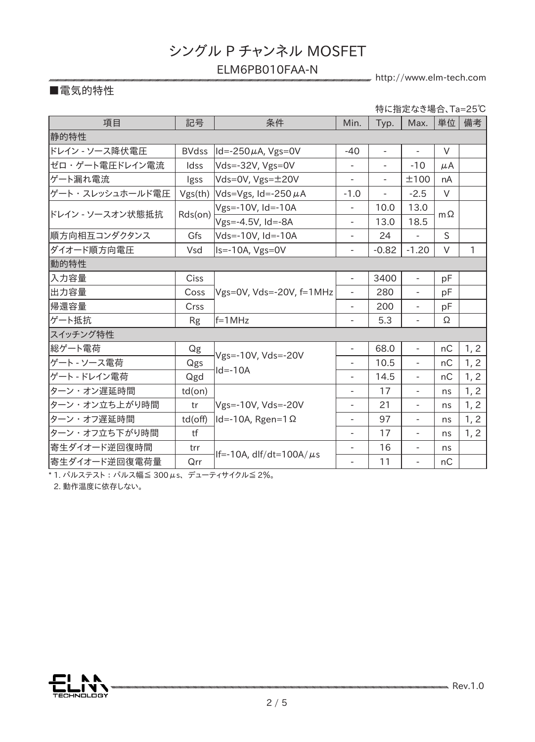# シングル P チャンネル MOSFET

## ELM6PB010FAA-N

### ■電気的特性

特に指定なき場合、Ta=25℃

| 項目 | 記号 | 条件 | Min. | Typ. | Max. | 単位 | 備考 |
|---|---|---|---|---|---|---|---|
| 静的特性 | | | | | | | |
| ドレイン - ソース降伏電圧 | BVdss | Id=-250μA, Vgs=0V | -40 | - | - | V | |
| ゼロ・ゲート電圧ドレイン電流 | Idss | Vds=-32V, Vgs=0V | - | - | -10 | μA | |
| ゲート漏れ電流 | Igss | Vds=0V, Vgs=±20V | - | - | ±100 | nA | |
| ゲート・スレッシュホールド電圧 | Vgs(th) | Vds=Vgs, Id=-250μA | -1.0 | - | -2.5 | V | |
| ドレイン - ソースオン状態抵抗 | Rds(on) | Vgs=-10V, Id=-10A | - | 10.0 | 13.0 | mΩ | |
| | | Vgs=-4.5V, Id=-8A | - | 13.0 | 18.5 | | |
| 順方向相互コンダクタンス | Gfs | Vds=-10V, Id=-10A | - | 24 | - | S | |
| ダイオード順方向電圧 | Vsd | Is=-10A, Vgs=0V | - | -0.82 | -1.20 | V | 1 |
| 動的特性 | | | | | | | |
| 入力容量 | Ciss | Vgs=0V, Vds=-20V, f=1MHz | - | 3400 | - | pF | |
| 出力容量 | Coss | | - | 280 | - | pF | |
| 帰還容量 | Crss | | - | 200 | - | pF | |
| ゲート抵抗 | Rg | f=1MHz | - | 5.3 | - | Ω | |
| スイッチング特性 | | | | | | | |
| 総ゲート電荷 | Qg | Vgs=-10V, Vds=-20V Id=-10A | - | 68.0 | - | nC | 1, 2 |
| ゲート - ソース電荷 | Qgs | | - | 10.5 | - | nC | 1, 2 |
| ゲート - ドレイン電荷 | Qgd | | - | 14.5 | - | nC | 1, 2 |
| ターン・オン遅延時間 | td(on) | Vgs=-10V, Vds=-20V Id=-10A, Rgen=1Ω | - | 17 | - | ns | 1, 2 |
| ターン・オン立ち上がり時間 | tr | | - | 21 | - | ns | 1, 2 |
| ターン・オフ遅延時間 | td(off) | | - | 97 | - | ns | 1, 2 |
| ターン・オフ立ち下がり時間 | tf | | - | 17 | - | ns | 1, 2 |
| 寄生ダイオード逆回復時間 | trr | If=-10A, dlf/dt=100A/μs | - | 16 | - | ns | |
| 寄生ダイオード逆回復電荷量 | Qrr | | - | 11 | - | nC | |

* 1. パルステスト：パルス幅≦ 300μs、デューティサイクル≦ 2%。
  2. 動作温度に依存しない。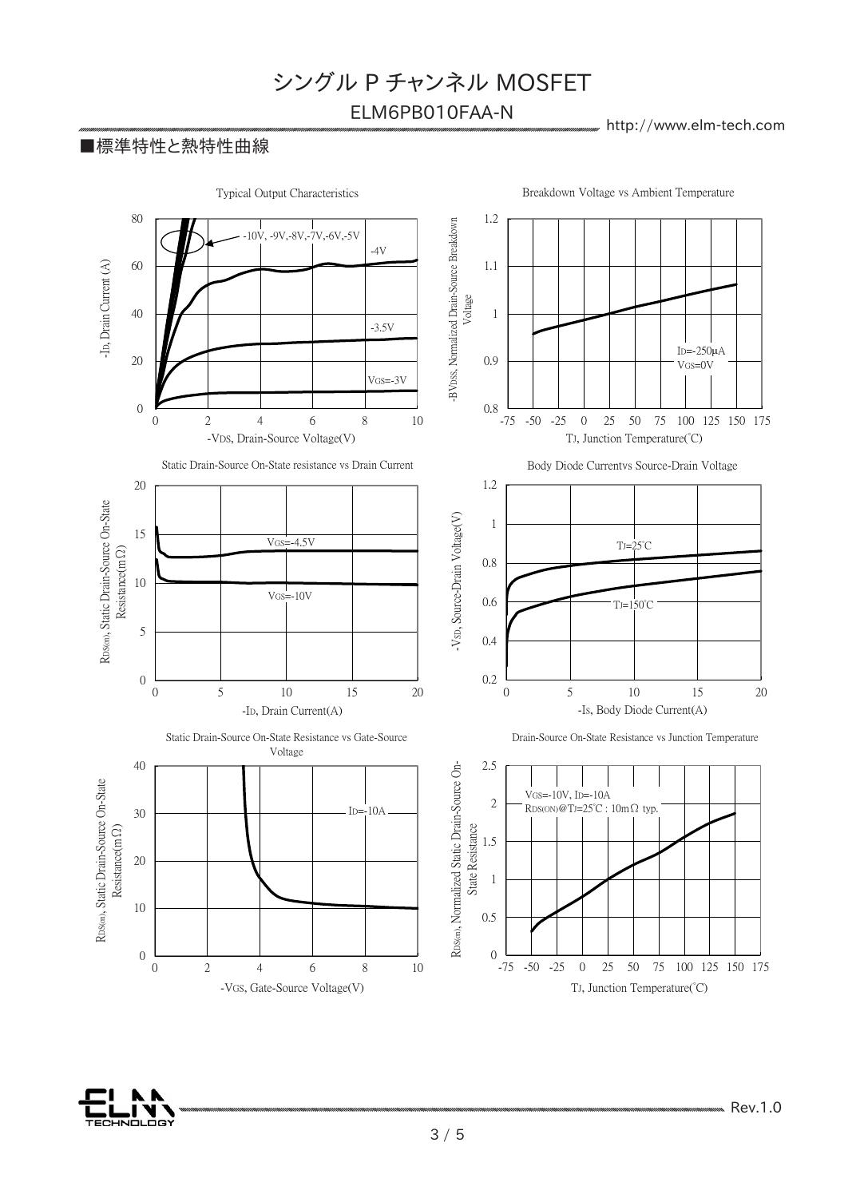■標準特性と熱特性曲線

Typical Output Characteristics

-10V, -9V,-8V,-7V,-6V,-5V

-4V

-3.5V

VGS=-3V

-ID, Drain Current (A)

-VDS, Drain-Source Voltage(V)

Breakdown Voltage vs Ambient Temperature

ID=-250μA
VGS=0V

-BVDSS, Normalized Drain-Source Breakdown Voltage

TJ, Junction Temperature(°C)

Static Drain-Source On-State resistance vs Drain Current

VGS=-4.5V

VGS=-10V

RDS(on), Static Drain-Source On-State Resistance(mΩ)

-ID, Drain Current(A)

Body Diode Currentvs Source-Drain Voltage

TJ=25°C

TJ=150°C

-VSD, Source-Drain Voltage(V)

-IS, Body Diode Current(A)

Static Drain-Source On-State Resistance vs Gate-Source Voltage

ID=-10A

RDS(on), Static Drain-Source On-State Resistance(mΩ)

-VGS, Gate-Source Voltage(V)

Drain-Source On-State Resistance vs Junction Temperature

VGS=-10V, ID=-10A
RDS(ON)@TJ=25°C : 10mΩ typ.

RDS(on), Normalized Static Drain-Source On-State Resistance

TJ, Junction Temperature(°C)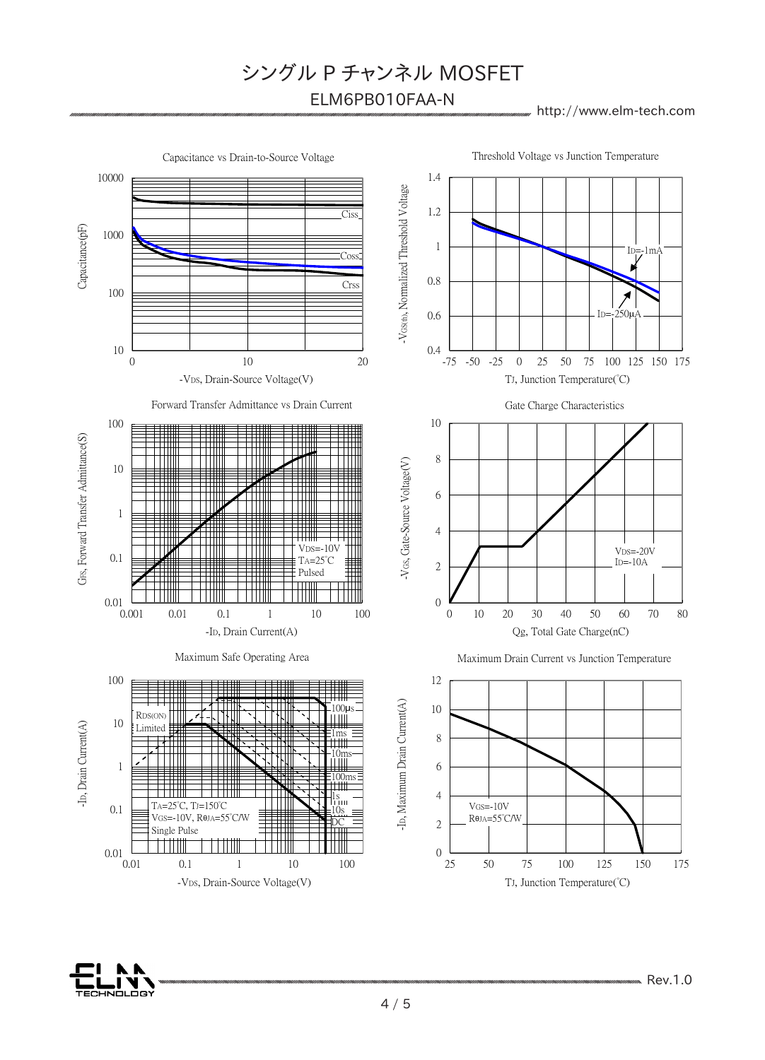Capacitance vs Drain-to-Source Voltage

Threshold Voltage vs Junction Temperature

Forward Transfer Admittance vs Drain Current

Gate Charge Characteristics

Maximum Safe Operating Area

Maximum Drain Current vs Junction Temperature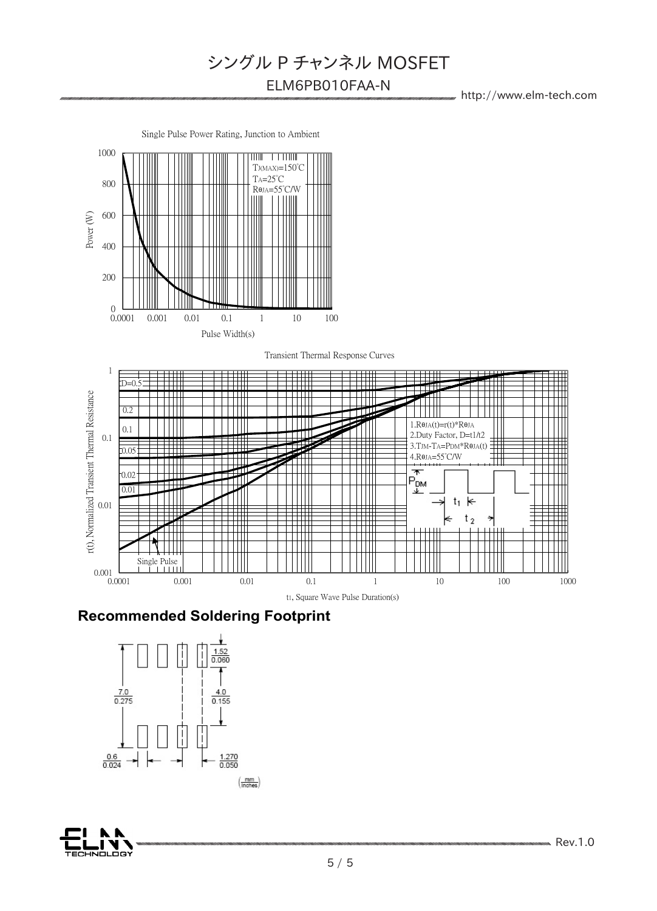Single Pulse Power Rating, Junction to Ambient

1000
800
600
400
200
0

Power (W)

0.0001 0.001 0.01 0.1 1 10 100

Pulse Width(s)

$T_{J(MAX)}$=150°C
$T_A$=25°C
$R_{\theta JA}$=55°C/W

Transient Thermal Response Curves

1
0.1
0.01
0.001

r(t), Normalized Transient Thermal Resistance

0.0001 0.001 0.01 0.1 1 10 100 1000

$t_1$, Square Wave Pulse Duration(s)

D=0.5
0.2
0.1
0.05
0.02
0.01
Single Pulse

1.$R_{\theta JA}(t)$=r(t)*$R_{\theta JA}$
2.Duty Factor, D=t1/t2
3.$T_{JM}$-$T_A$=$P_{DM}$*$R_{\theta JA}(t)$
4.$R_{\theta JA}$=55°C/W

$P_{DM}$
$t_1$
$t_2$

## Recommended Soldering Footprint

1.52 / 0.060

4.0 / 0.155

7.0 / 0.275

0.6 / 0.024

1.270 / 0.050

(mm / Inches)